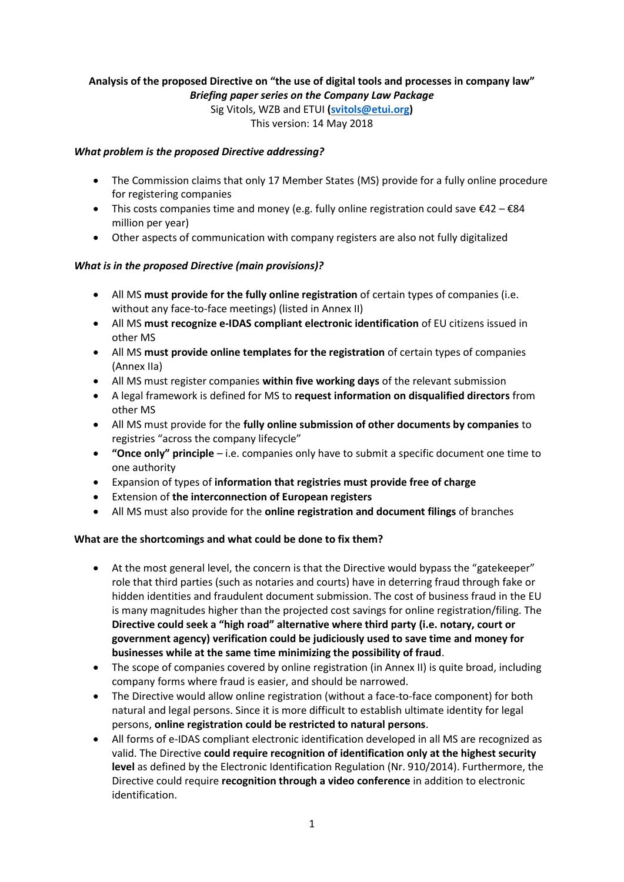**Analysis of the proposed Directive on "the use of digital tools and processes in company law"**

***Briefing paper series on the Company Law Package***

Sig Vitols, WZB and ETUI **(svitols@etui.org)**

This version: 14 May 2018

***What problem is the proposed Directive addressing?***

- The Commission claims that only 17 Member States (MS) provide for a fully online procedure for registering companies
- This costs companies time and money (e.g. fully online registration could save €42 – €84 million per year)
- Other aspects of communication with company registers are also not fully digitalized

***What is in the proposed Directive (main provisions)?***

- All MS **must provide for the fully online registration** of certain types of companies (i.e. without any face-to-face meetings) (listed in Annex II)
- All MS **must recognize e-IDAS compliant electronic identification** of EU citizens issued in other MS
- All MS **must provide online templates for the registration** of certain types of companies (Annex IIa)
- All MS must register companies **within five working days** of the relevant submission
- A legal framework is defined for MS to **request information on disqualified directors** from other MS
- All MS must provide for the **fully online submission of other documents by companies** to registries "across the company lifecycle"
- **"Once only" principle** – i.e. companies only have to submit a specific document one time to one authority
- Expansion of types of **information that registries must provide free of charge**
- Extension of **the interconnection of European registers**
- All MS must also provide for the **online registration and document filings** of branches

**What are the shortcomings and what could be done to fix them?**

- At the most general level, the concern is that the Directive would bypass the "gatekeeper" role that third parties (such as notaries and courts) have in deterring fraud through fake or hidden identities and fraudulent document submission. The cost of business fraud in the EU is many magnitudes higher than the projected cost savings for online registration/filing. The **Directive could seek a "high road" alternative where third party (i.e. notary, court or government agency) verification could be judiciously used to save time and money for businesses while at the same time minimizing the possibility of fraud**.
- The scope of companies covered by online registration (in Annex II) is quite broad, including company forms where fraud is easier, and should be narrowed.
- The Directive would allow online registration (without a face-to-face component) for both natural and legal persons. Since it is more difficult to establish ultimate identity for legal persons, **online registration could be restricted to natural persons**.
- All forms of e-IDAS compliant electronic identification developed in all MS are recognized as valid. The Directive **could require recognition of identification only at the highest security level** as defined by the Electronic Identification Regulation (Nr. 910/2014). Furthermore, the Directive could require **recognition through a video conference** in addition to electronic identification.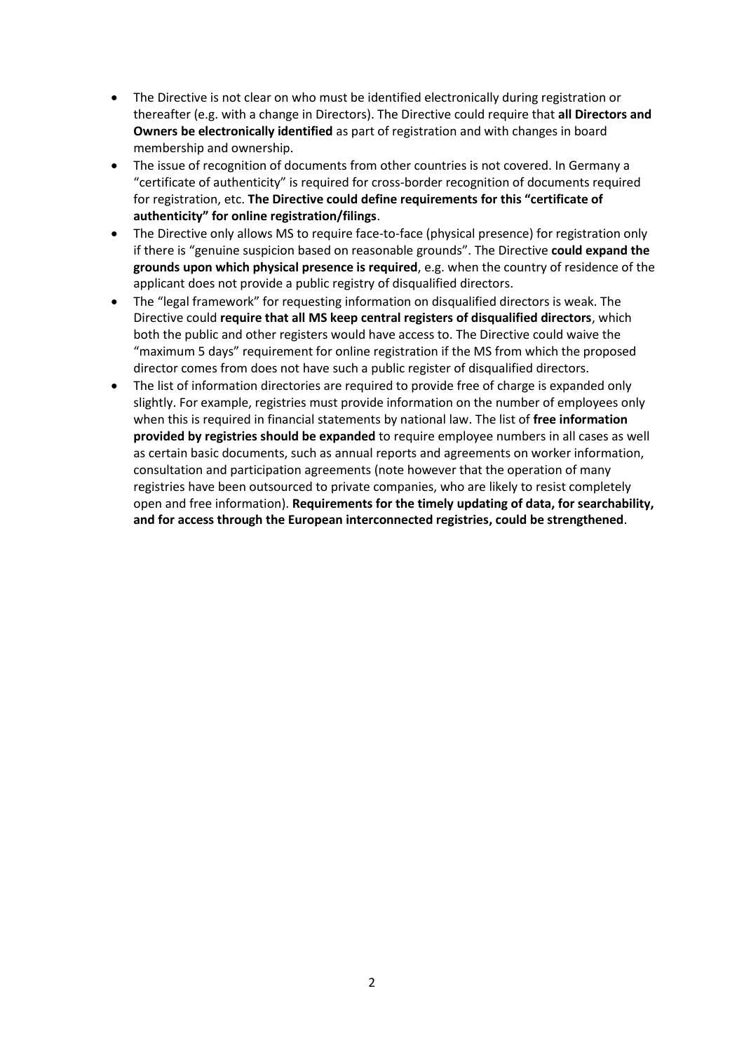- The Directive is not clear on who must be identified electronically during registration or thereafter (e.g. with a change in Directors). The Directive could require that **all Directors and Owners be electronically identified** as part of registration and with changes in board membership and ownership.
- The issue of recognition of documents from other countries is not covered. In Germany a "certificate of authenticity" is required for cross-border recognition of documents required for registration, etc. **The Directive could define requirements for this "certificate of authenticity" for online registration/filings**.
- The Directive only allows MS to require face-to-face (physical presence) for registration only if there is "genuine suspicion based on reasonable grounds". The Directive **could expand the grounds upon which physical presence is required**, e.g. when the country of residence of the applicant does not provide a public registry of disqualified directors.
- The "legal framework" for requesting information on disqualified directors is weak. The Directive could **require that all MS keep central registers of disqualified directors**, which both the public and other registers would have access to. The Directive could waive the "maximum 5 days" requirement for online registration if the MS from which the proposed director comes from does not have such a public register of disqualified directors.
- The list of information directories are required to provide free of charge is expanded only slightly. For example, registries must provide information on the number of employees only when this is required in financial statements by national law. The list of **free information provided by registries should be expanded** to require employee numbers in all cases as well as certain basic documents, such as annual reports and agreements on worker information, consultation and participation agreements (note however that the operation of many registries have been outsourced to private companies, who are likely to resist completely open and free information). **Requirements for the timely updating of data, for searchability, and for access through the European interconnected registries, could be strengthened**.